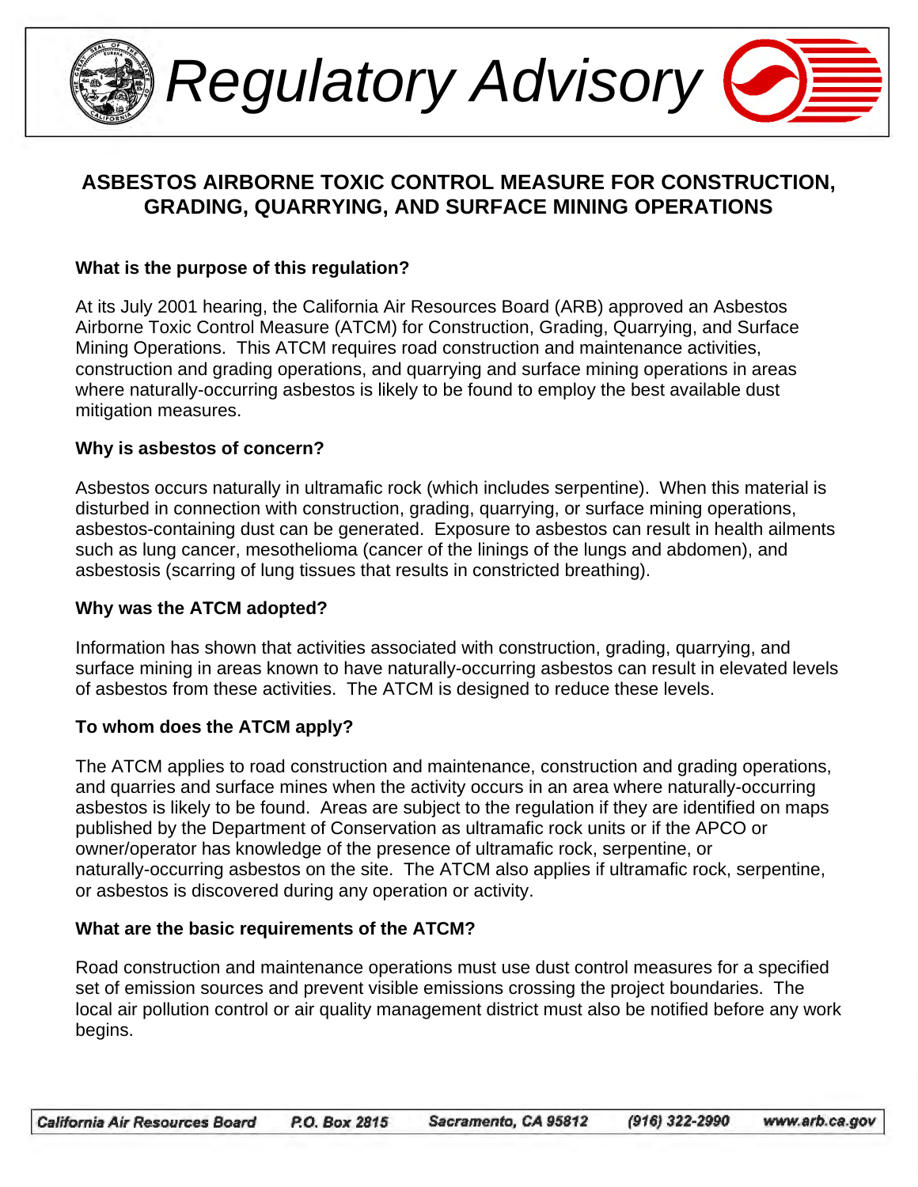# Regulatory Advisory

## ASBESTOS AIRBORNE TOXIC CONTROL MEASURE FOR CONSTRUCTION, GRADING, QUARRYING, AND SURFACE MINING OPERATIONS

### What is the purpose of this regulation?

At its July 2001 hearing, the California Air Resources Board (ARB) approved an Asbestos Airborne Toxic Control Measure (ATCM) for Construction, Grading, Quarrying, and Surface Mining Operations. This ATCM requires road construction and maintenance activities, construction and grading operations, and quarrying and surface mining operations in areas where naturally-occurring asbestos is likely to be found to employ the best available dust mitigation measures.

### Why is asbestos of concern?

Asbestos occurs naturally in ultramafic rock (which includes serpentine). When this material is disturbed in connection with construction, grading, quarrying, or surface mining operations, asbestos-containing dust can be generated. Exposure to asbestos can result in health ailments such as lung cancer, mesothelioma (cancer of the linings of the lungs and abdomen), and asbestosis (scarring of lung tissues that results in constricted breathing).

### Why was the ATCM adopted?

Information has shown that activities associated with construction, grading, quarrying, and surface mining in areas known to have naturally-occurring asbestos can result in elevated levels of asbestos from these activities. The ATCM is designed to reduce these levels.

### To whom does the ATCM apply?

The ATCM applies to road construction and maintenance, construction and grading operations, and quarries and surface mines when the activity occurs in an area where naturally-occurring asbestos is likely to be found. Areas are subject to the regulation if they are identified on maps published by the Department of Conservation as ultramafic rock units or if the APCO or owner/operator has knowledge of the presence of ultramafic rock, serpentine, or naturally-occurring asbestos on the site. The ATCM also applies if ultramafic rock, serpentine, or asbestos is discovered during any operation or activity.

### What are the basic requirements of the ATCM?

Road construction and maintenance operations must use dust control measures for a specified set of emission sources and prevent visible emissions crossing the project boundaries. The local air pollution control or air quality management district must also be notified before any work begins.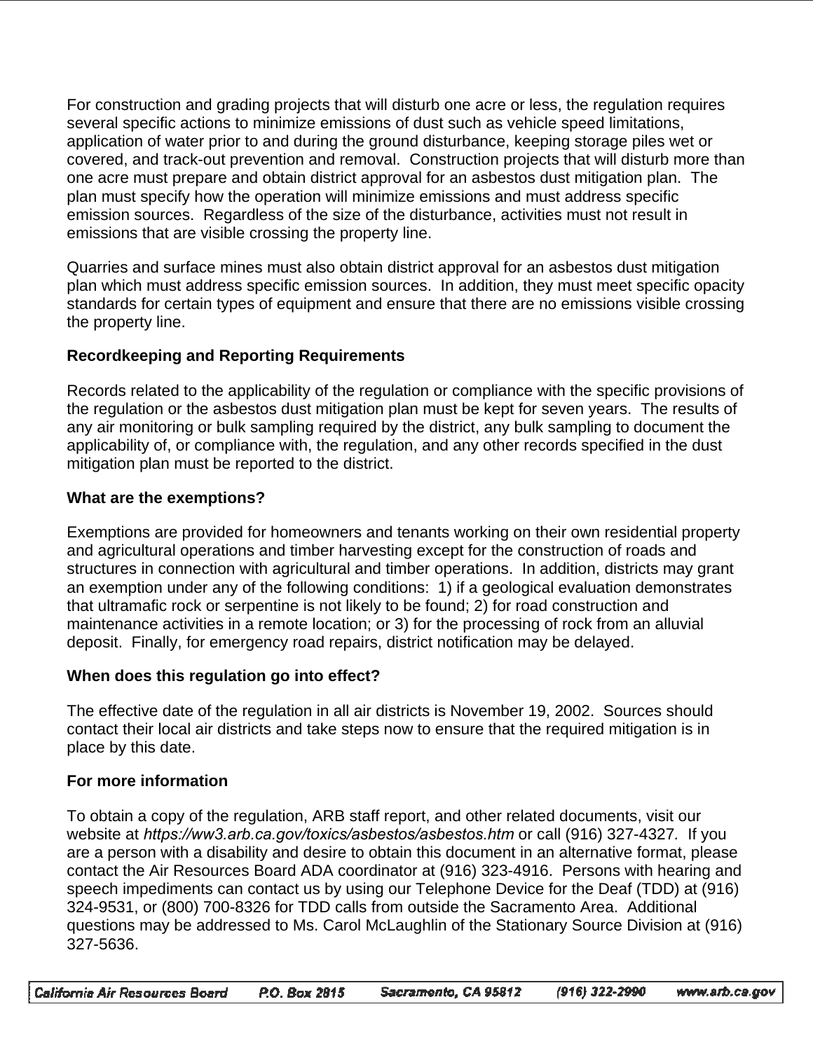For construction and grading projects that will disturb one acre or less, the regulation requires several specific actions to minimize emissions of dust such as vehicle speed limitations, application of water prior to and during the ground disturbance, keeping storage piles wet or covered, and track-out prevention and removal. Construction projects that will disturb more than one acre must prepare and obtain district approval for an asbestos dust mitigation plan. The plan must specify how the operation will minimize emissions and must address specific emission sources. Regardless of the size of the disturbance, activities must not result in emissions that are visible crossing the property line.

Quarries and surface mines must also obtain district approval for an asbestos dust mitigation plan which must address specific emission sources. In addition, they must meet specific opacity standards for certain types of equipment and ensure that there are no emissions visible crossing the property line.

**Recordkeeping and Reporting Requirements**

Records related to the applicability of the regulation or compliance with the specific provisions of the regulation or the asbestos dust mitigation plan must be kept for seven years. The results of any air monitoring or bulk sampling required by the district, any bulk sampling to document the applicability of, or compliance with, the regulation, and any other records specified in the dust mitigation plan must be reported to the district.

**What are the exemptions?**

Exemptions are provided for homeowners and tenants working on their own residential property and agricultural operations and timber harvesting except for the construction of roads and structures in connection with agricultural and timber operations. In addition, districts may grant an exemption under any of the following conditions: 1) if a geological evaluation demonstrates that ultramafic rock or serpentine is not likely to be found; 2) for road construction and maintenance activities in a remote location; or 3) for the processing of rock from an alluvial deposit. Finally, for emergency road repairs, district notification may be delayed.

**When does this regulation go into effect?**

The effective date of the regulation in all air districts is November 19, 2002. Sources should contact their local air districts and take steps now to ensure that the required mitigation is in place by this date.

**For more information**

To obtain a copy of the regulation, ARB staff report, and other related documents, visit our website at *https://ww3.arb.ca.gov/toxics/asbestos/asbestos.htm* or call (916) 327-4327. If you are a person with a disability and desire to obtain this document in an alternative format, please contact the Air Resources Board ADA coordinator at (916) 323-4916. Persons with hearing and speech impediments can contact us by using our Telephone Device for the Deaf (TDD) at (916) 324-9531, or (800) 700-8326 for TDD calls from outside the Sacramento Area. Additional questions may be addressed to Ms. Carol McLaughlin of the Stationary Source Division at (916) 327-5636.

*California Air Resources Board P.O. Box 2815 Sacramento, CA 95812 (916) 322-2990 www.arb.ca.gov*